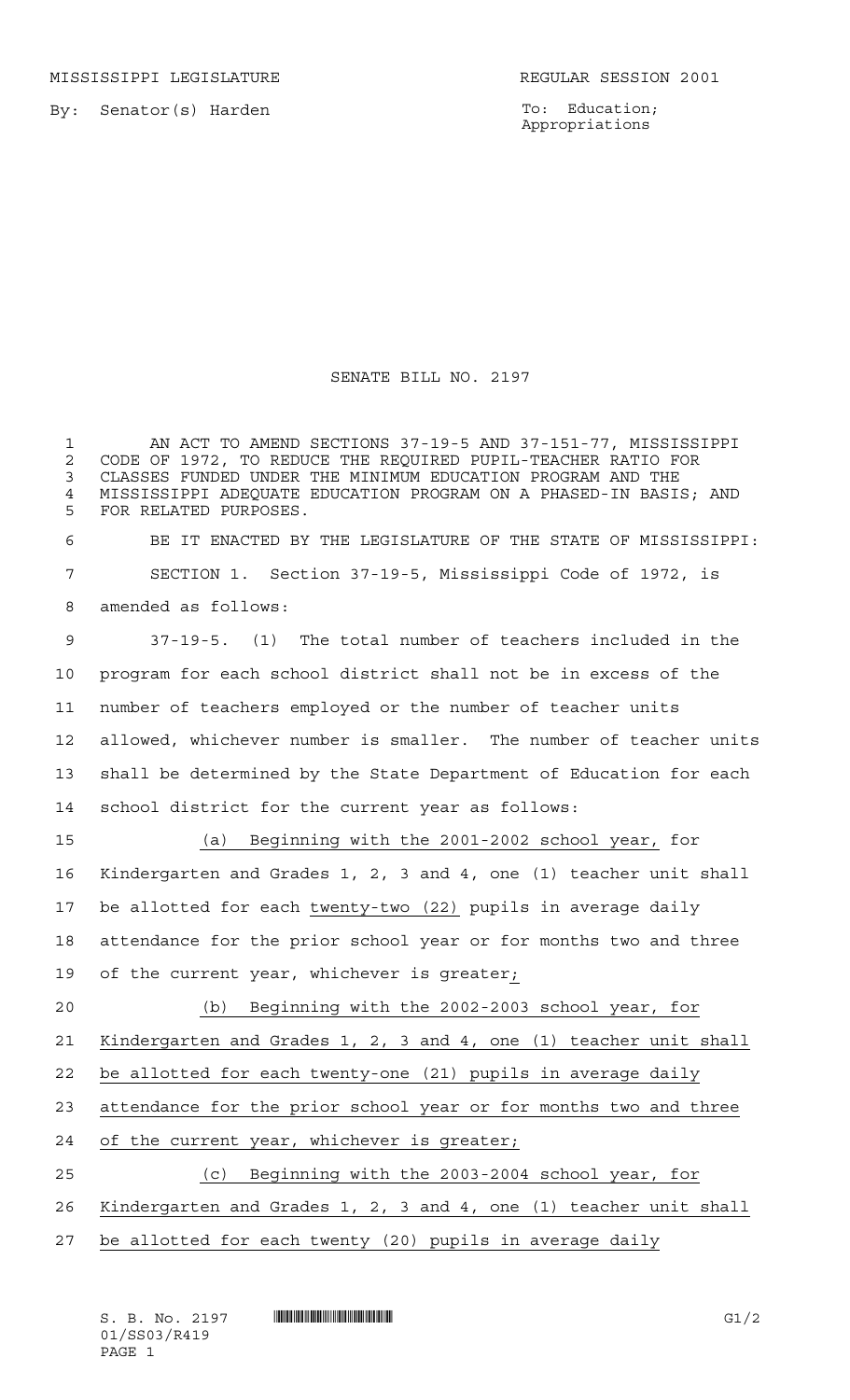MISSISSIPPI LEGISLATURE REGULAR SESSION 2001

By: Senator(s) Harden

To: Education; Appropriations

# SENATE BILL NO. 2197

AN ACT TO AMEND SECTIONS 37-19-5 AND 37-151-77, MISSISSIPPI CODE OF 1972, TO REDUCE THE REQUIRED PUPIL-TEACHER RATIO FOR CLASSES FUNDED UNDER THE MINIMUM EDUCATION PROGRAM AND THE MISSISSIPPI ADEQUATE EDUCATION PROGRAM ON A PHASED-IN BASIS; AND FOR RELATED PURPOSES.

BE IT ENACTED BY THE LEGISLATURE OF THE STATE OF MISSISSIPPI:

SECTION 1. Section 37-19-5, Mississippi Code of 1972, is amended as follows:

37-19-5. (1) The total number of teachers included in the program for each school district shall not be in excess of the number of teachers employed or the number of teacher units allowed, whichever number is smaller. The number of teacher units shall be determined by the State Department of Education for each school district for the current year as follows:

(a) Beginning with the 2001-2002 school year, for Kindergarten and Grades 1, 2, 3 and 4, one (1) teacher unit shall be allotted for each twenty-two (22) pupils in average daily attendance for the prior school year or for months two and three of the current year, whichever is greater;

(b) Beginning with the 2002-2003 school year, for Kindergarten and Grades 1, 2, 3 and 4, one (1) teacher unit shall be allotted for each twenty-one (21) pupils in average daily attendance for the prior school year or for months two and three of the current year, whichever is greater;

(c) Beginning with the 2003-2004 school year, for Kindergarten and Grades 1, 2, 3 and 4, one (1) teacher unit shall be allotted for each twenty (20) pupils in average daily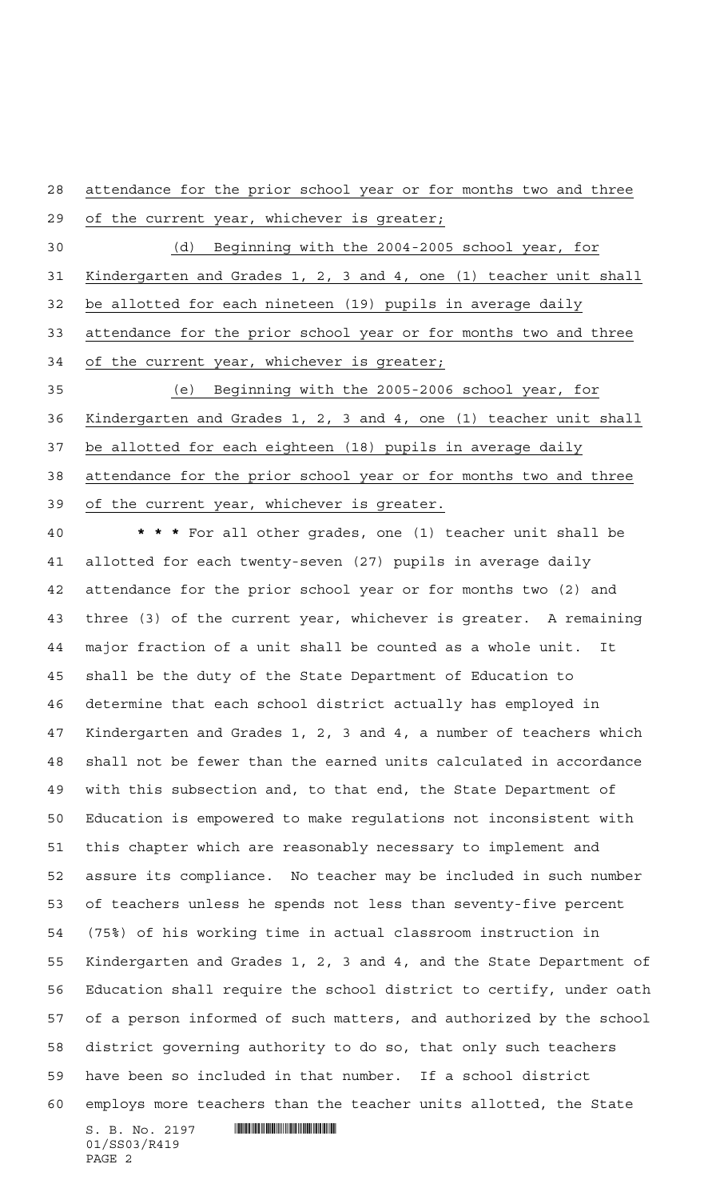attendance for the prior school year or for months two and three of the current year, whichever is greater;

(d) Beginning with the 2004-2005 school year, for Kindergarten and Grades 1, 2, 3 and 4, one (1) teacher unit shall be allotted for each nineteen (19) pupils in average daily attendance for the prior school year or for months two and three of the current year, whichever is greater;

(e) Beginning with the 2005-2006 school year, for Kindergarten and Grades 1, 2, 3 and 4, one (1) teacher unit shall be allotted for each eighteen (18) pupils in average daily attendance for the prior school year or for months two and three of the current year, whichever is greater.

**\* \* \*** For all other grades, one (1) teacher unit shall be allotted for each twenty-seven (27) pupils in average daily attendance for the prior school year or for months two (2) and three (3) of the current year, whichever is greater. A remaining major fraction of a unit shall be counted as a whole unit. It shall be the duty of the State Department of Education to determine that each school district actually has employed in Kindergarten and Grades 1, 2, 3 and 4, a number of teachers which shall not be fewer than the earned units calculated in accordance with this subsection and, to that end, the State Department of Education is empowered to make regulations not inconsistent with this chapter which are reasonably necessary to implement and assure its compliance. No teacher may be included in such number of teachers unless he spends not less than seventy-five percent (75%) of his working time in actual classroom instruction in Kindergarten and Grades 1, 2, 3 and 4, and the State Department of Education shall require the school district to certify, under oath of a person informed of such matters, and authorized by the school district governing authority to do so, that only such teachers have been so included in that number. If a school district employs more teachers than the teacher units allotted, the State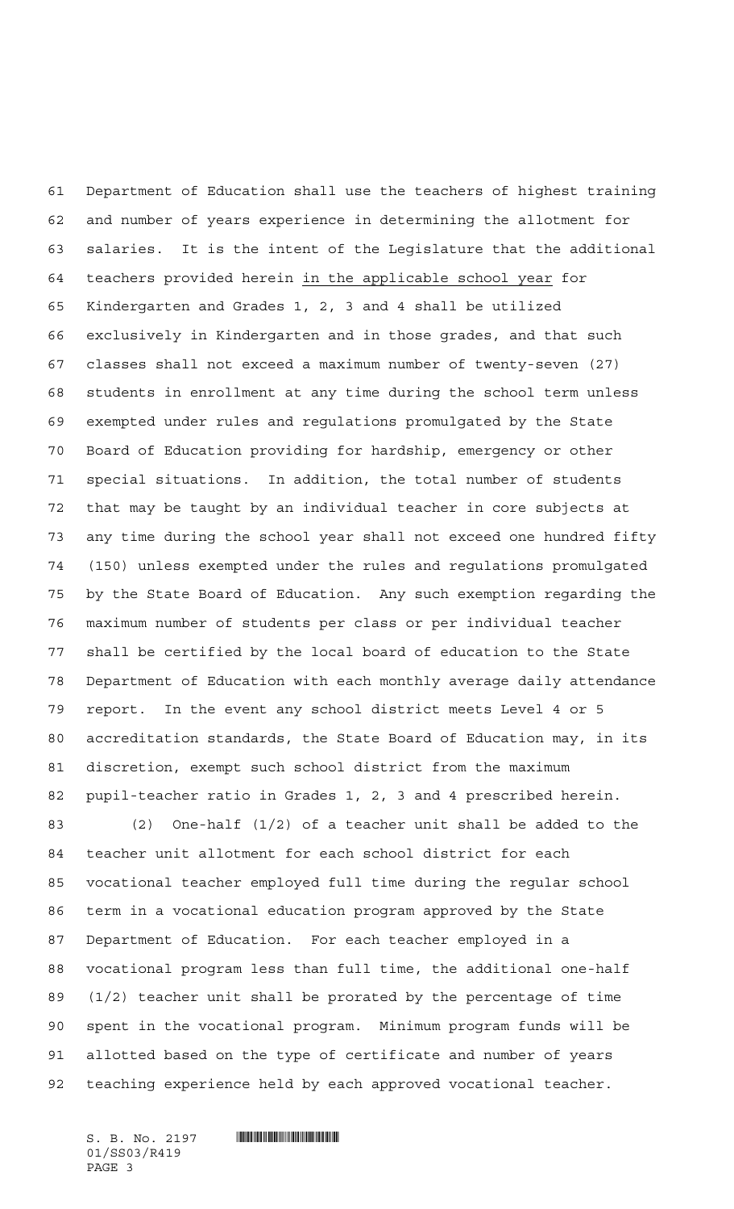Department of Education shall use the teachers of highest training and number of years experience in determining the allotment for salaries. It is the intent of the Legislature that the additional teachers provided herein in the applicable school year for Kindergarten and Grades 1, 2, 3 and 4 shall be utilized exclusively in Kindergarten and in those grades, and that such classes shall not exceed a maximum number of twenty-seven (27) students in enrollment at any time during the school term unless exempted under rules and regulations promulgated by the State Board of Education providing for hardship, emergency or other special situations. In addition, the total number of students that may be taught by an individual teacher in core subjects at any time during the school year shall not exceed one hundred fifty (150) unless exempted under the rules and regulations promulgated by the State Board of Education. Any such exemption regarding the maximum number of students per class or per individual teacher shall be certified by the local board of education to the State Department of Education with each monthly average daily attendance report. In the event any school district meets Level 4 or 5 accreditation standards, the State Board of Education may, in its discretion, exempt such school district from the maximum pupil-teacher ratio in Grades 1, 2, 3 and 4 prescribed herein.

(2) One-half (1/2) of a teacher unit shall be added to the teacher unit allotment for each school district for each vocational teacher employed full time during the regular school term in a vocational education program approved by the State Department of Education. For each teacher employed in a vocational program less than full time, the additional one-half (1/2) teacher unit shall be prorated by the percentage of time spent in the vocational program. Minimum program funds will be allotted based on the type of certificate and number of years teaching experience held by each approved vocational teacher.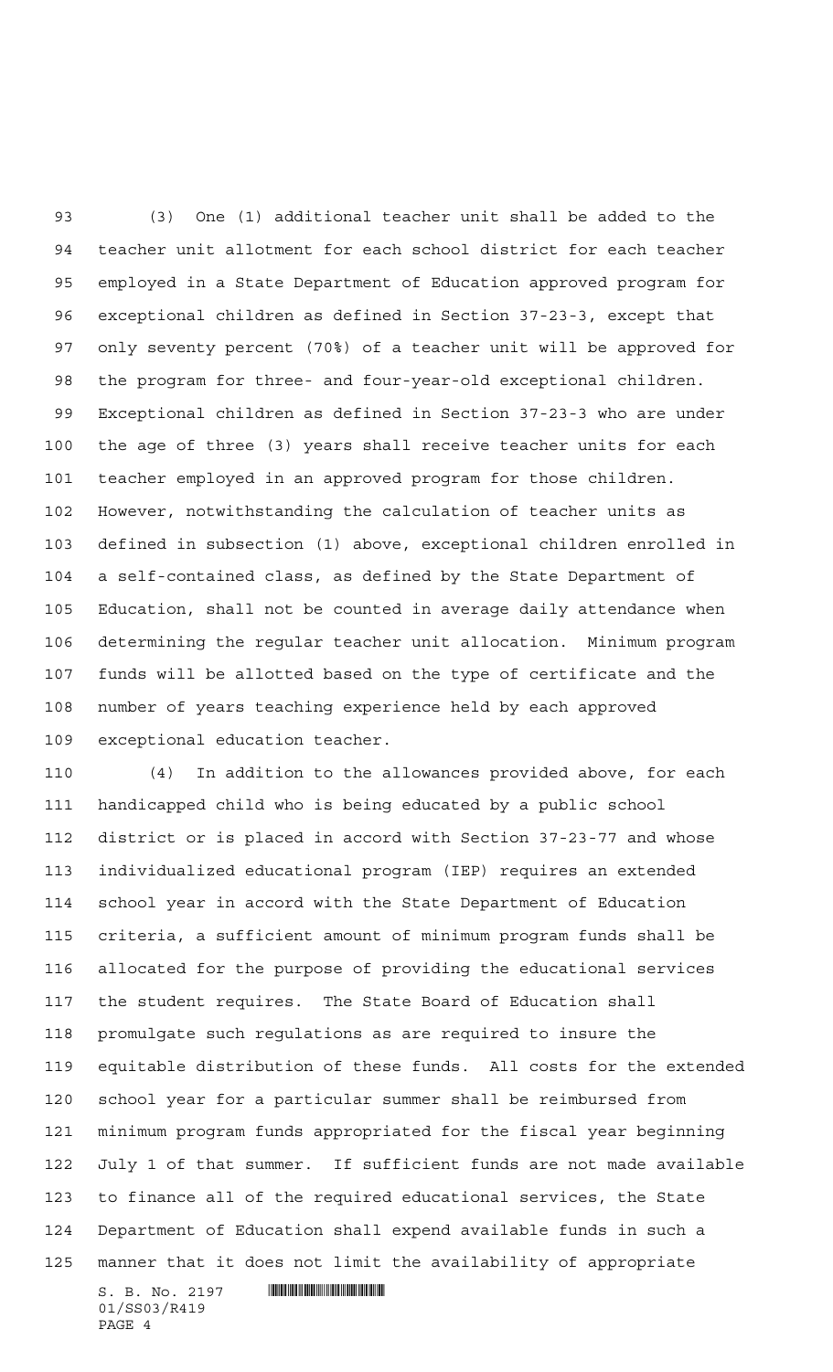(3) One (1) additional teacher unit shall be added to the teacher unit allotment for each school district for each teacher employed in a State Department of Education approved program for exceptional children as defined in Section 37-23-3, except that only seventy percent (70%) of a teacher unit will be approved for the program for three- and four-year-old exceptional children. Exceptional children as defined in Section 37-23-3 who are under the age of three (3) years shall receive teacher units for each teacher employed in an approved program for those children. However, notwithstanding the calculation of teacher units as defined in subsection (1) above, exceptional children enrolled in a self-contained class, as defined by the State Department of Education, shall not be counted in average daily attendance when determining the regular teacher unit allocation. Minimum program funds will be allotted based on the type of certificate and the number of years teaching experience held by each approved exceptional education teacher.

(4) In addition to the allowances provided above, for each handicapped child who is being educated by a public school district or is placed in accord with Section 37-23-77 and whose individualized educational program (IEP) requires an extended school year in accord with the State Department of Education criteria, a sufficient amount of minimum program funds shall be allocated for the purpose of providing the educational services the student requires. The State Board of Education shall promulgate such regulations as are required to insure the equitable distribution of these funds. All costs for the extended school year for a particular summer shall be reimbursed from minimum program funds appropriated for the fiscal year beginning July 1 of that summer. If sufficient funds are not made available to finance all of the required educational services, the State Department of Education shall expend available funds in such a manner that it does not limit the availability of appropriate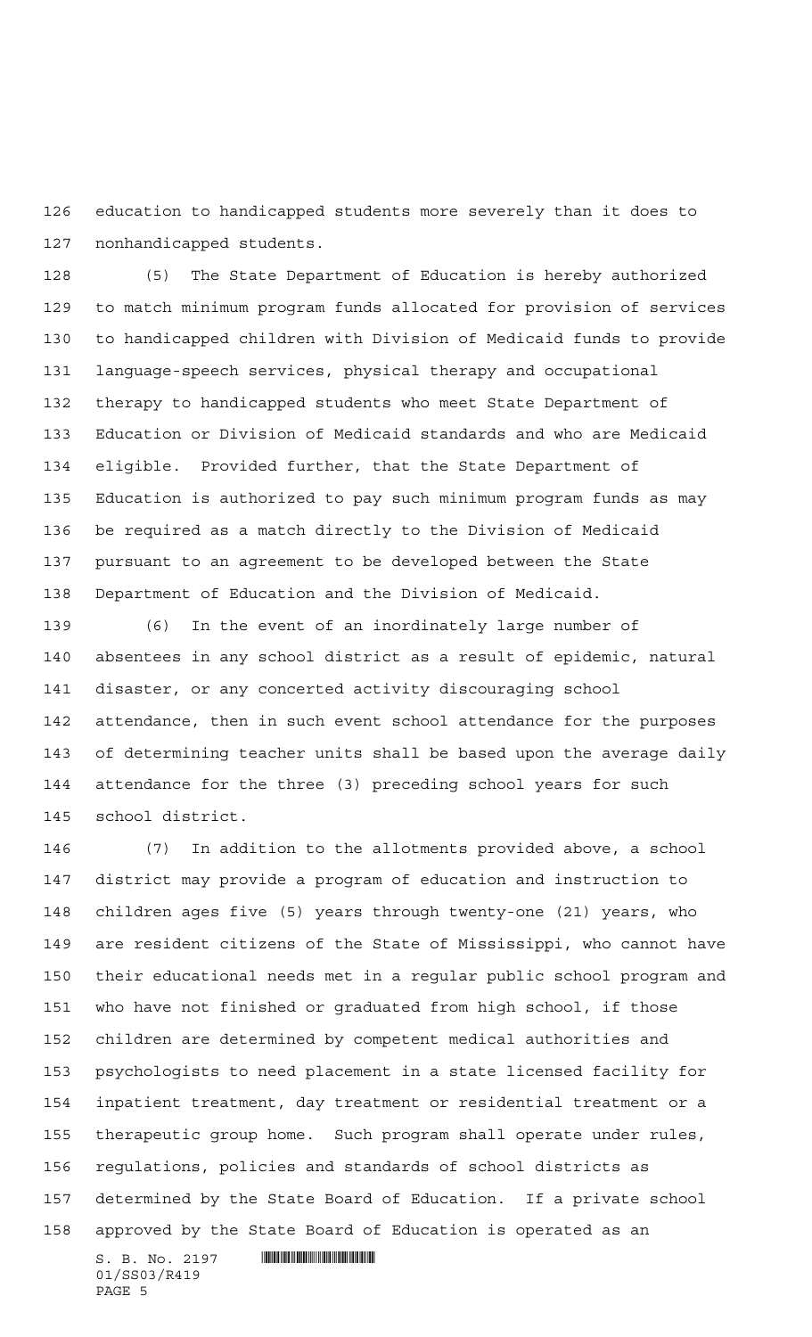education to handicapped students more severely than it does to nonhandicapped students.

(5) The State Department of Education is hereby authorized to match minimum program funds allocated for provision of services to handicapped children with Division of Medicaid funds to provide language-speech services, physical therapy and occupational therapy to handicapped students who meet State Department of Education or Division of Medicaid standards and who are Medicaid eligible. Provided further, that the State Department of Education is authorized to pay such minimum program funds as may be required as a match directly to the Division of Medicaid pursuant to an agreement to be developed between the State Department of Education and the Division of Medicaid.

(6) In the event of an inordinately large number of absentees in any school district as a result of epidemic, natural disaster, or any concerted activity discouraging school attendance, then in such event school attendance for the purposes of determining teacher units shall be based upon the average daily attendance for the three (3) preceding school years for such school district.

(7) In addition to the allotments provided above, a school district may provide a program of education and instruction to children ages five (5) years through twenty-one (21) years, who are resident citizens of the State of Mississippi, who cannot have their educational needs met in a regular public school program and who have not finished or graduated from high school, if those children are determined by competent medical authorities and psychologists to need placement in a state licensed facility for inpatient treatment, day treatment or residential treatment or a therapeutic group home. Such program shall operate under rules, regulations, policies and standards of school districts as determined by the State Board of Education. If a private school approved by the State Board of Education is operated as an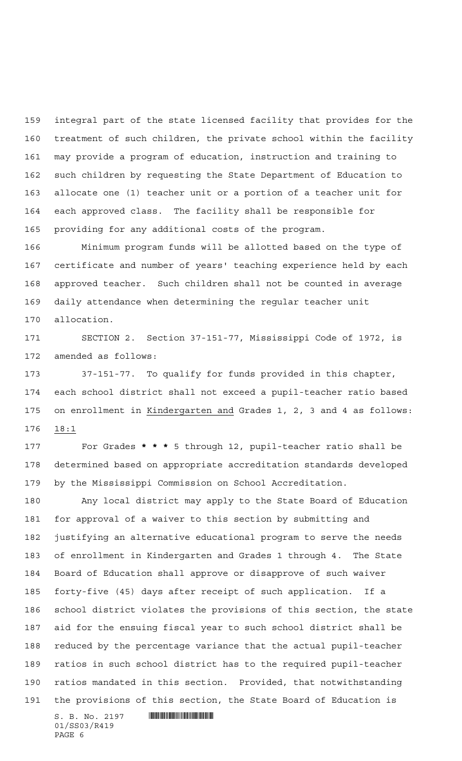integral part of the state licensed facility that provides for the treatment of such children, the private school within the facility may provide a program of education, instruction and training to such children by requesting the State Department of Education to allocate one (1) teacher unit or a portion of a teacher unit for each approved class. The facility shall be responsible for providing for any additional costs of the program.

Minimum program funds will be allotted based on the type of certificate and number of years' teaching experience held by each approved teacher. Such children shall not be counted in average daily attendance when determining the regular teacher unit allocation.

SECTION 2. Section 37-151-77, Mississippi Code of 1972, is amended as follows:

37-151-77. To qualify for funds provided in this chapter, each school district shall not exceed a pupil-teacher ratio based on enrollment in Kindergarten and Grades 1, 2, 3 and 4 as follows: 18:1

For Grades * * * 5 through 12, pupil-teacher ratio shall be determined based on appropriate accreditation standards developed by the Mississippi Commission on School Accreditation.

Any local district may apply to the State Board of Education for approval of a waiver to this section by submitting and justifying an alternative educational program to serve the needs of enrollment in Kindergarten and Grades 1 through 4. The State Board of Education shall approve or disapprove of such waiver forty-five (45) days after receipt of such application. If a school district violates the provisions of this section, the state aid for the ensuing fiscal year to such school district shall be reduced by the percentage variance that the actual pupil-teacher ratios in such school district has to the required pupil-teacher ratios mandated in this section. Provided, that notwithstanding the provisions of this section, the State Board of Education is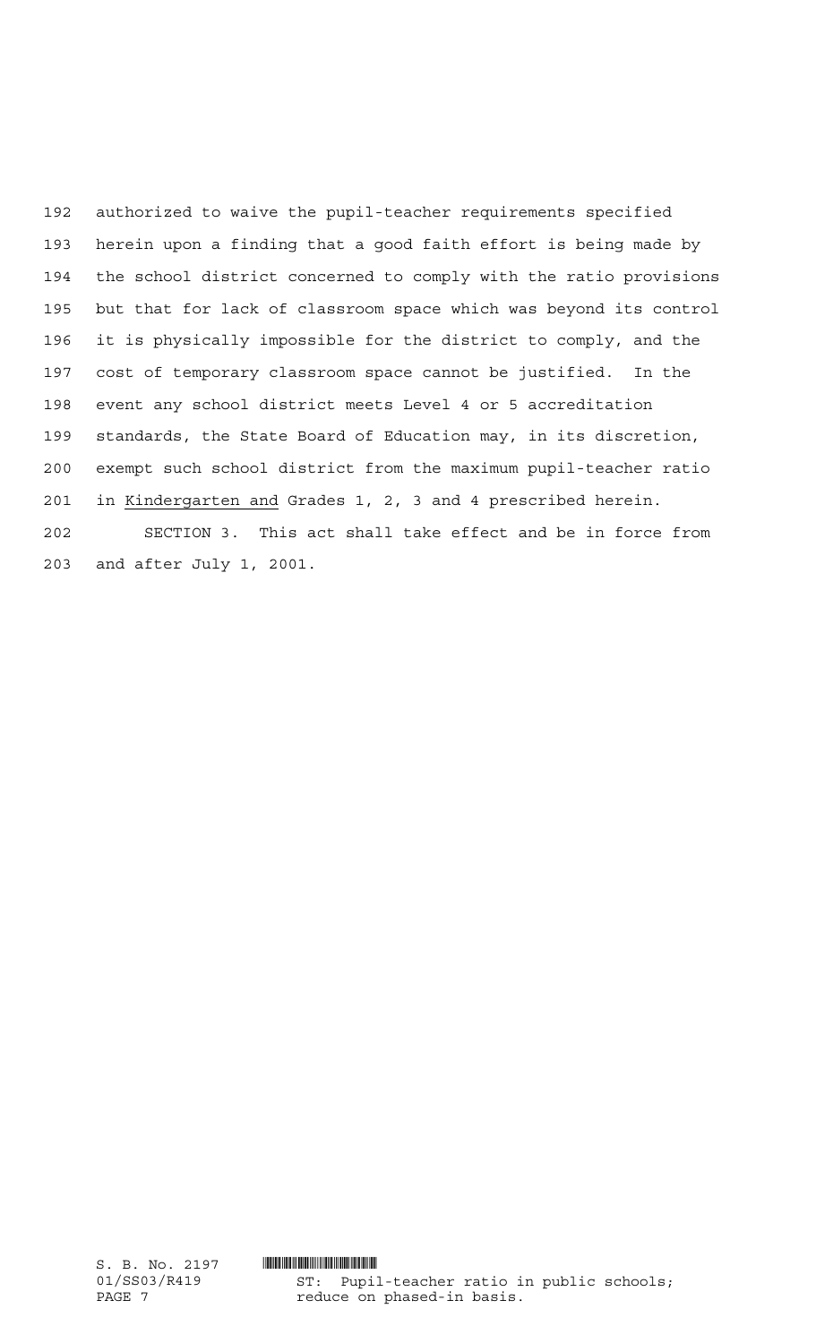authorized to waive the pupil-teacher requirements specified herein upon a finding that a good faith effort is being made by the school district concerned to comply with the ratio provisions but that for lack of classroom space which was beyond its control it is physically impossible for the district to comply, and the cost of temporary classroom space cannot be justified. In the event any school district meets Level 4 or 5 accreditation standards, the State Board of Education may, in its discretion, exempt such school district from the maximum pupil-teacher ratio in <u>Kindergarten and</u> Grades 1, 2, 3 and 4 prescribed herein.

SECTION 3. This act shall take effect and be in force from and after July 1, 2001.

S. B. No. 2197
01/SS03/R419
ST: Pupil-teacher ratio in public schools; reduce on phased-in basis.